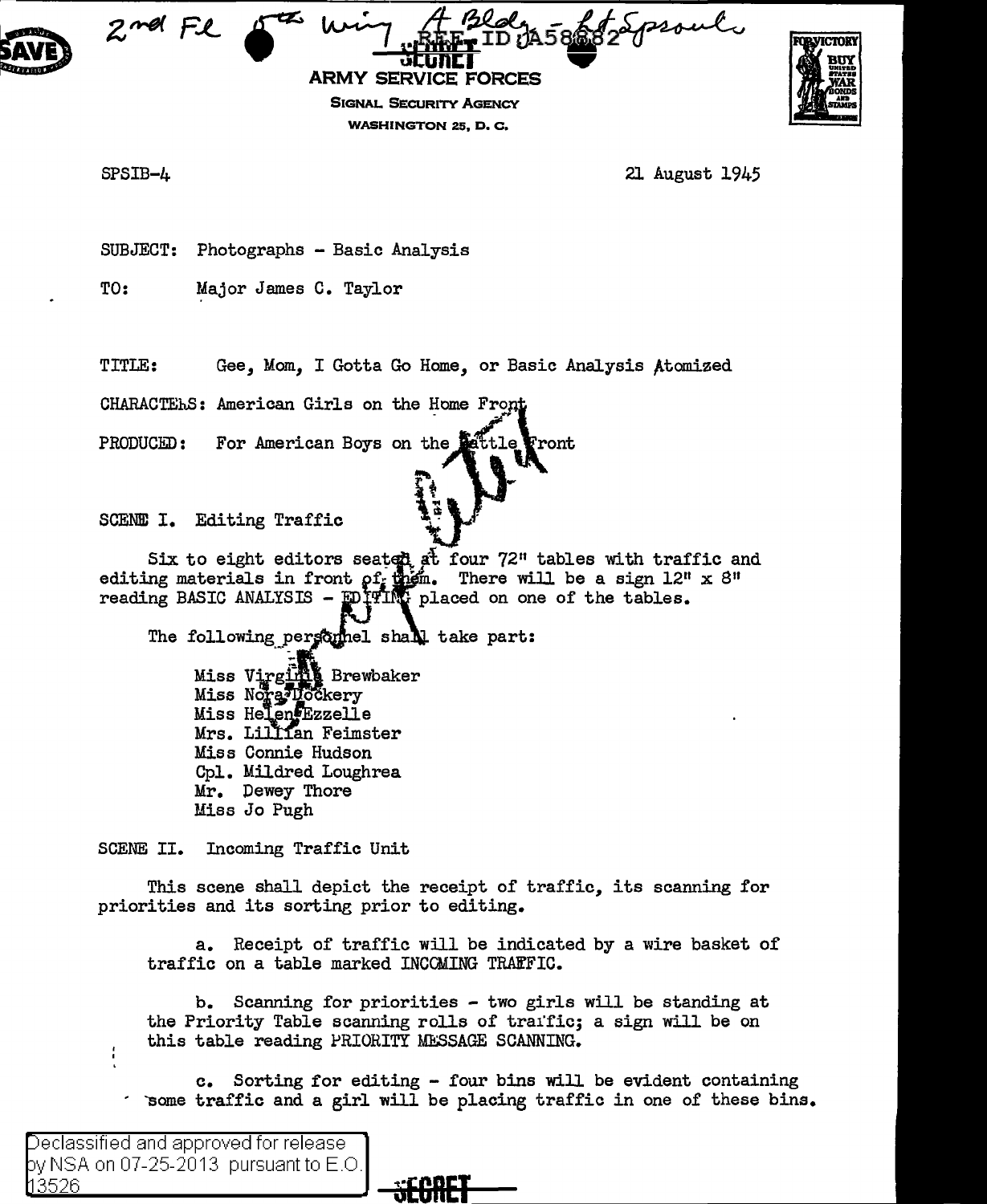2nd Fl 5th Wing A Bldg - Lt Sproule

REF ID:A58882

SECRET

ARMY SERVICE FORCES

SIGNAL SECURITY AGENCY

WASHINGTON 25, D. C.

SPSIB-4

21 August 1945

SUBJECT: Photographs - Basic Analysis

TO: Major James C. Taylor

TITLE: Gee, Mom, I Gotta Go Home, or Basic Analysis Atomized

CHARACTERS: American Girls on the Home Front

PRODUCED: For American Boys on the Battle Front

SCENE I. Editing Traffic

Six to eight editors seated at four 72" tables with traffic and editing materials in front of them. There will be a sign 12" x 8" reading BASIC ANALYSIS - EDITING placed on one of the tables.

The following personnel shall take part:

Miss Virginia Brewbaker
Miss Nora Dockery
Miss Helen Ezzelle
Mrs. Lillian Feimster
Miss Connie Hudson
Cpl. Mildred Loughrea
Mr. Dewey Thore
Miss Jo Pugh

SCENE II. Incoming Traffic Unit

This scene shall depict the receipt of traffic, its scanning for priorities and its sorting prior to editing.

a. Receipt of traffic will be indicated by a wire basket of traffic on a table marked INCOMING TRAFFIC.

b. Scanning for priorities - two girls will be standing at the Priority Table scanning rolls of traffic; a sign will be on this table reading PRIORITY MESSAGE SCANNING.

c. Sorting for editing - four bins will be evident containing some traffic and a girl will be placing traffic in one of these bins.

Declassified and approved for release by NSA on 07-25-2013 pursuant to E.O. 13526

SECRET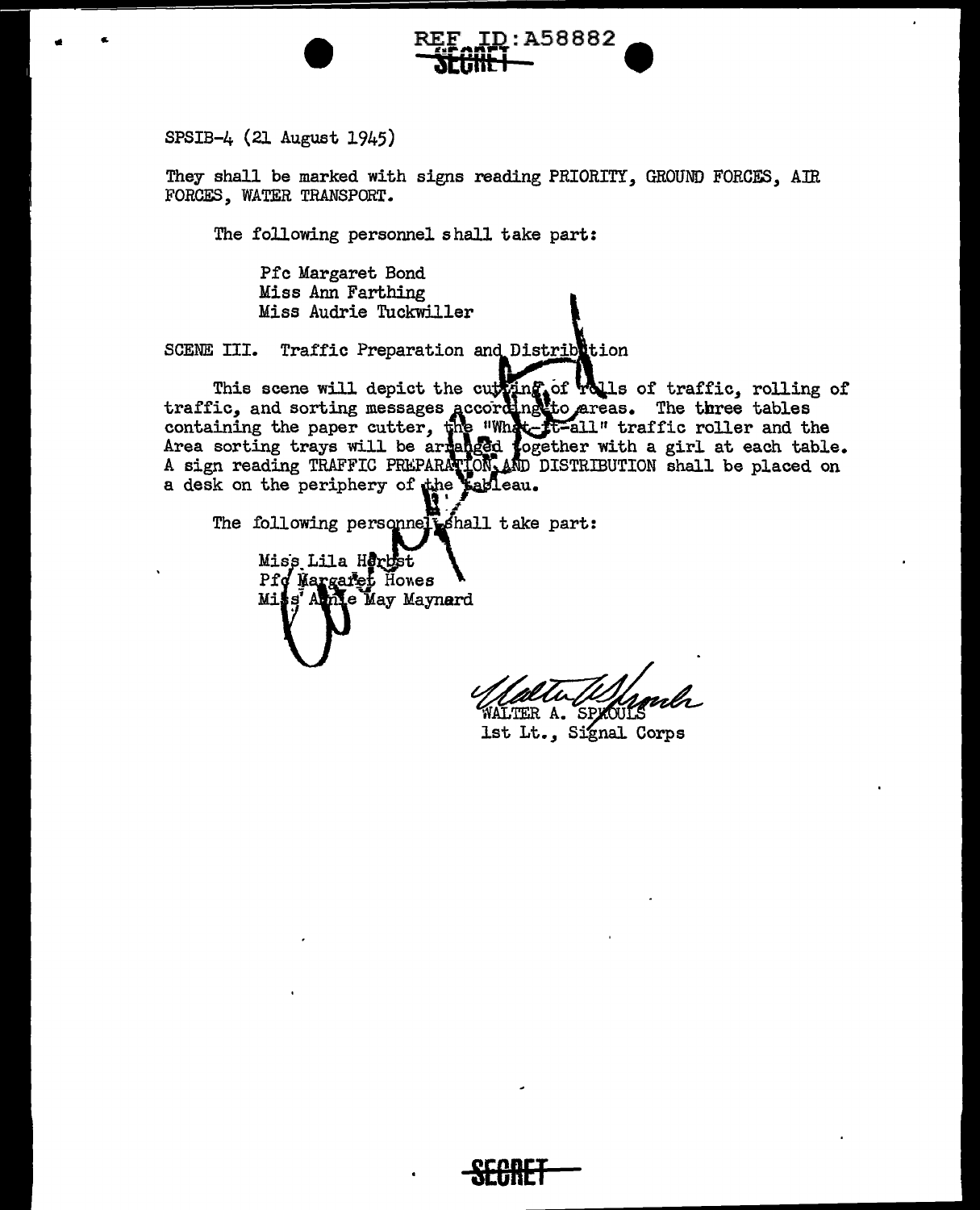SPSIB-4 (21 August 1945)

They shall be marked with signs reading PRIORITY, GROUND FORCES, AIR FORCES, WATER TRANSPORT.

The following personnel shall take part:

Pfc Margaret Bond
Miss Ann Farthing
Miss Audrie Tuckwiller

SCENE III. Traffic Preparation and Distribution

This scene will depict the cutting of rolls of traffic, rolling of traffic, and sorting messages according to areas. The three tables containing the paper cutter, the "What-it-all" traffic roller and the Area sorting trays will be arranged together with a girl at each table. A sign reading TRAFFIC PREPARATION AND DISTRIBUTION shall be placed on a desk on the periphery of the tableau.

The following personnel shall take part:

Miss Lila Herbst
Pfc Margaret Howes
Miss Annie May Maynard

WALTER A. SPROULS
1st Lt., Signal Corps